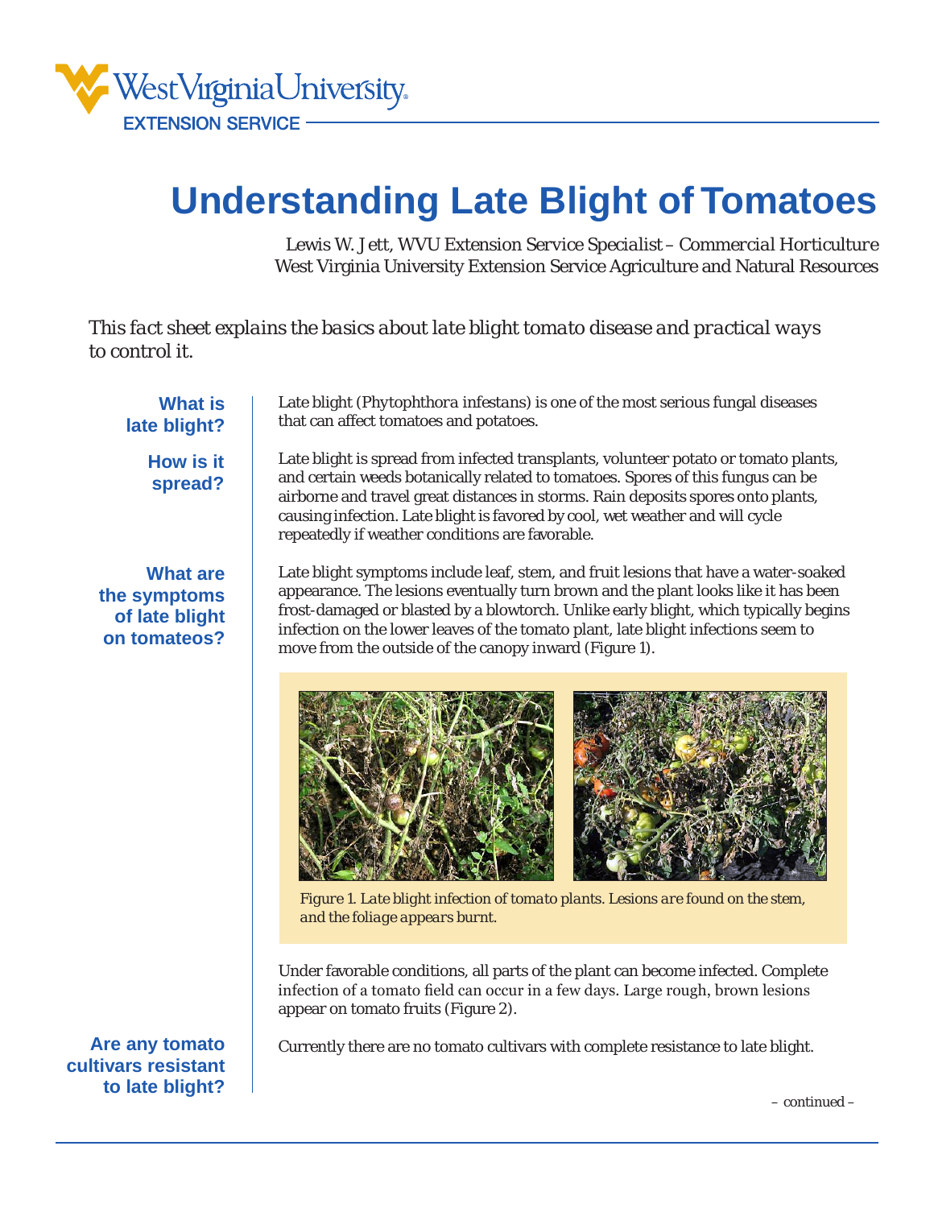West Virginia University EXTENSION SERVICE

# Understanding Late Blight of Tomatoes

Lewis W. Jett, WVU Extension Service Specialist – *Commercial Horticulture*
West Virginia University Extension Service Agriculture and Natural Resources

*This fact sheet explains the basics about late blight tomato disease and practical ways to control it.*

## What is late blight?

Late blight (*Phytophthora infestans*) is one of the most serious fungal diseases that can affect tomatoes and potatoes.

## How is it spread?

Late blight is spread from infected transplants, volunteer potato or tomato plants, and certain weeds botanically related to tomatoes. Spores of this fungus can be airborne and travel great distances in storms. Rain deposits spores onto plants, causing infection. Late blight is favored by cool, wet weather and will cycle repeatedly if weather conditions are favorable.

## What are the symptoms of late blight on tomateos?

Late blight symptoms include leaf, stem, and fruit lesions that have a water-soaked appearance. The lesions eventually turn brown and the plant looks like it has been frost-damaged or blasted by a blowtorch. Unlike early blight, which typically begins infection on the lower leaves of the tomato plant, late blight infections seem to move from the outside of the canopy inward (Figure 1).

*Figure 1. Late blight infection of tomato plants. Lesions are found on the stem, and the foliage appears burnt.*

Under favorable conditions, all parts of the plant can become infected. Complete infection of a tomato field can occur in a few days. Large rough, brown lesions appear on tomato fruits (Figure 2).

## Are any tomato cultivars resistant to late blight?

Currently there are no tomato cultivars with complete resistance to late blight.

– continued –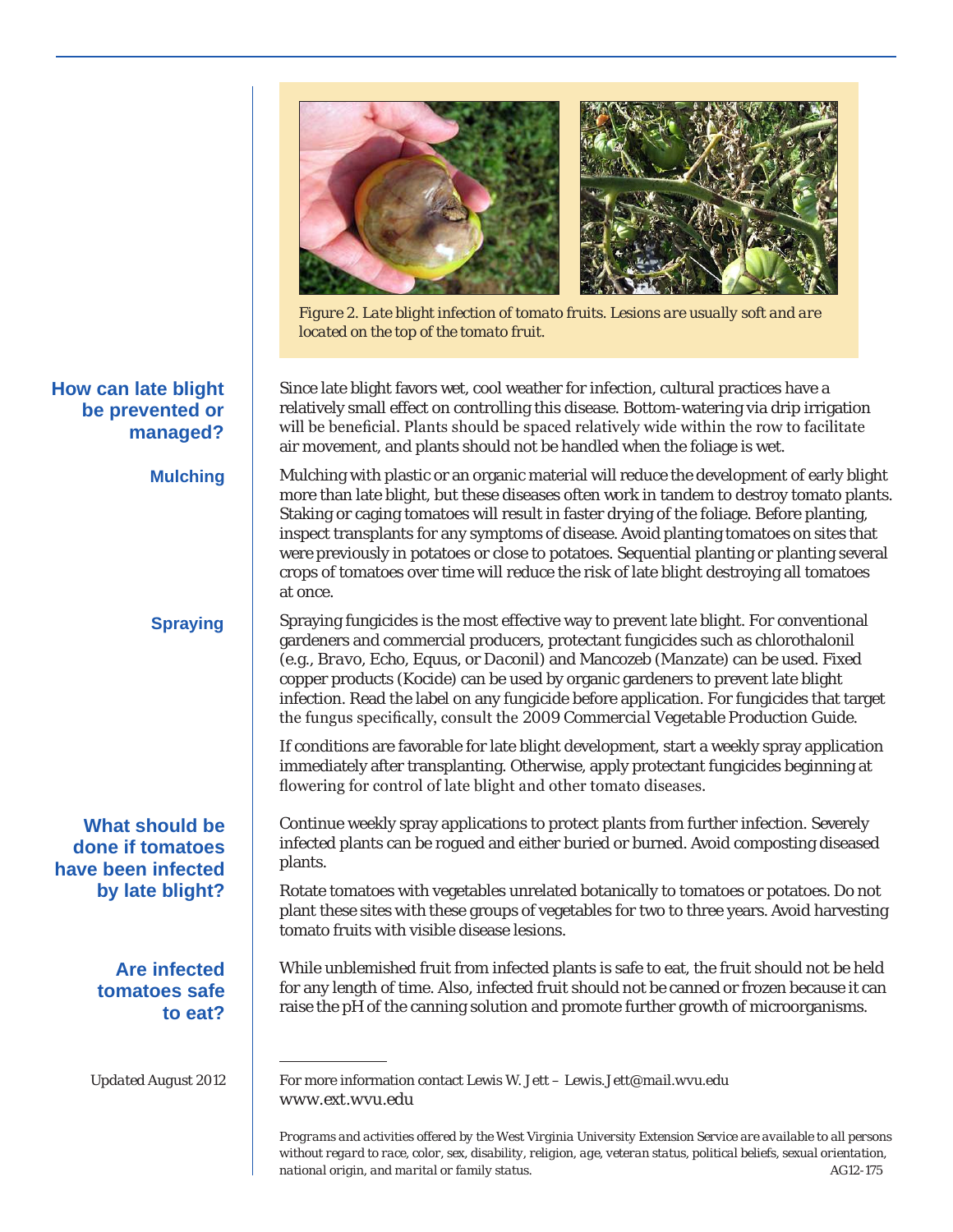*Figure 2. Late blight infection of tomato fruits. Lesions are usually soft and are located on the top of the tomato fruit.*

## How can late blight be prevented or managed?

Since late blight favors wet, cool weather for infection, cultural practices have a relatively small effect on controlling this disease. Bottom-watering via drip irrigation will be beneficial. Plants should be spaced relatively wide within the row to facilitate air movement, and plants should not be handled when the foliage is wet.

### Mulching

Mulching with plastic or an organic material will reduce the development of early blight more than late blight, but these diseases often work in tandem to destroy tomato plants. Staking or caging tomatoes will result in faster drying of the foliage. Before planting, inspect transplants for any symptoms of disease. Avoid planting tomatoes on sites that were previously in potatoes or close to potatoes. Sequential planting or planting several crops of tomatoes over time will reduce the risk of late blight destroying all tomatoes at once.

### Spraying

Spraying fungicides is the most effective way to prevent late blight. For conventional gardeners and commercial producers, protectant fungicides such as chlorothalonil (e.g., *Bravo*, *Echo*, *Equus*, or *Daconil*) and Mancozeb (*Manzate*) can be used. Fixed copper products (*Kocide*) can be used by organic gardeners to prevent late blight infection. Read the label on any fungicide before application. For fungicides that target the fungus specifically, consult the *2009 Commercial Vegetable Production Guide*.

If conditions are favorable for late blight development, start a weekly spray application immediately after transplanting. Otherwise, apply protectant fungicides beginning at flowering for control of late blight and other tomato diseases.

## What should be done if tomatoes have been infected by late blight?

Continue weekly spray applications to protect plants from further infection. Severely infected plants can be rogued and either buried or burned. Avoid composting diseased plants.

Rotate tomatoes with vegetables unrelated botanically to tomatoes or potatoes. Do not plant these sites with these groups of vegetables for two to three years. Avoid harvesting tomato fruits with visible disease lesions.

## Are infected tomatoes safe to eat?

While unblemished fruit from infected plants is safe to eat, the fruit should not be held for any length of time. Also, infected fruit should not be canned or frozen because it can raise the pH of the canning solution and promote further growth of microorganisms.

---

*Updated August 2012*

For more information contact Lewis W. Jett – Lewis.Jett@mail.wvu.edu
www.ext.wvu.edu

*Programs and activities offered by the West Virginia University Extension Service are available to all persons without regard to race, color, sex, disability, religion, age, veteran status, political beliefs, sexual orientation, national origin, and marital or family status.*

AG12-175